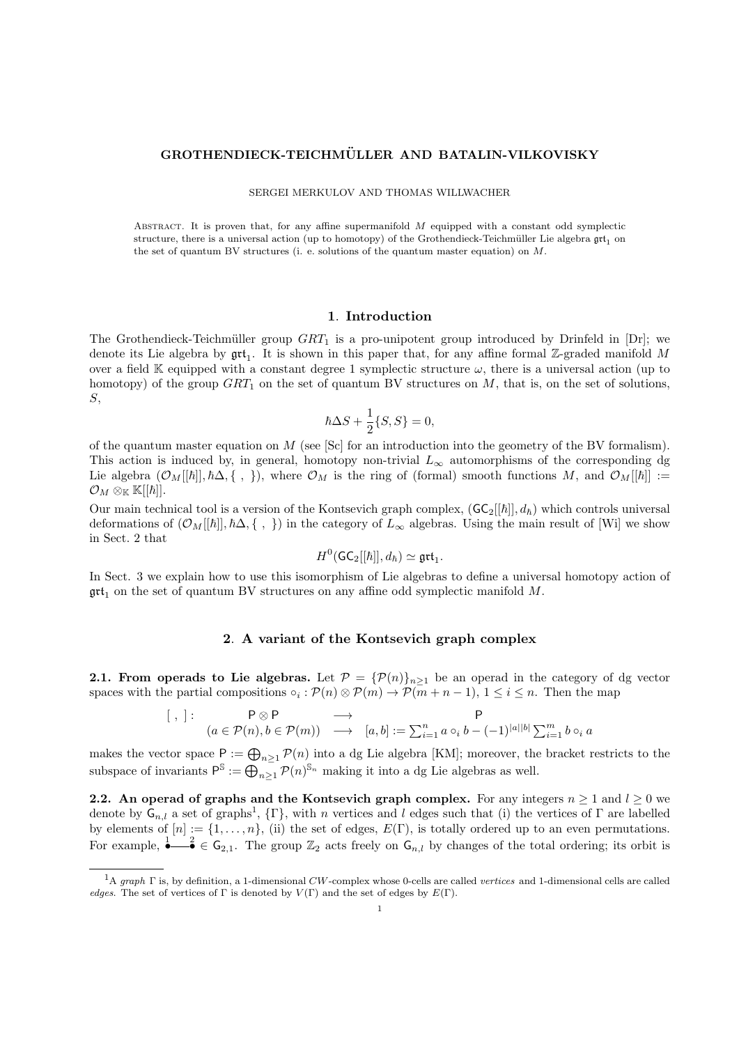# GROTHENDIECK-TEICHMÜLLER AND BATALIN-VILKOVISKY

SERGEI MERKULOV AND THOMAS WILLWACHER

Abstract. It is proven that, for any affine supermanifold $M$ equipped with a constant odd symplectic structure, there is a universal action (up to homotopy) of the Grothendieck-Teichmüller Lie algebra $\mathfrak{grt}_1$ on the set of quantum BV structures (i. e. solutions of the quantum master equation) on $M$.

## 1. Introduction

The Grothendieck-Teichmüller group $GRT_1$ is a pro-unipotent group introduced by Drinfeld in [Dr]; we denote its Lie algebra by $\mathfrak{grt}_1$. It is shown in this paper that, for any affine formal $\mathbb{Z}$-graded manifold $M$ over a field $\mathbb{K}$ equipped with a constant degree 1 symplectic structure $\omega$, there is a universal action (up to homotopy) of the group $GRT_1$ on the set of quantum BV structures on $M$, that is, on the set of solutions, $S$,

$$\hbar\Delta S + \frac{1}{2}\{S, S\} = 0,$$

of the quantum master equation on $M$ (see [Sc] for an introduction into the geometry of the BV formalism). This action is induced by, in general, homotopy non-trivial $L_\infty$ automorphisms of the corresponding dg Lie algebra $(\mathcal{O}_M[[\hbar]], \hbar\Delta, \{\ ,\ \})$, where $\mathcal{O}_M$ is the ring of (formal) smooth functions $M$, and $\mathcal{O}_M[[\hbar]] := \mathcal{O}_M \otimes_{\mathbb{K}} \mathbb{K}[[\hbar]]$.

Our main technical tool is a version of the Kontsevich graph complex, $(\mathsf{GC}_2[[\hbar]], d_\hbar)$ which controls universal deformations of $(\mathcal{O}_M[[\hbar]], \hbar\Delta, \{\ ,\ \})$ in the category of $L_\infty$ algebras. Using the main result of [Wi] we show in Sect. 2 that

$$H^0(\mathsf{GC}_2[[\hbar]], d_\hbar) \simeq \mathfrak{grt}_1.$$

In Sect. 3 we explain how to use this isomorphism of Lie algebras to define a universal homotopy action of $\mathfrak{grt}_1$ on the set of quantum BV structures on any affine odd symplectic manifold $M$.

## 2. A variant of the Kontsevich graph complex

**2.1. From operads to Lie algebras.** Let $\mathcal{P} = \{\mathcal{P}(n)\}_{n\geq 1}$ be an operad in the category of dg vector spaces with the partial compositions $\circ_i : \mathcal{P}(n) \otimes \mathcal{P}(m) \to \mathcal{P}(m+n-1)$, $1 \leq i \leq n$. Then the map

$$\begin{array}{rccc} [\ ,\ ]: & \mathsf{P} \otimes \mathsf{P} & \longrightarrow & \mathsf{P} \\ & (a \in \mathcal{P}(n), b \in \mathcal{P}(m)) & \longrightarrow & [a, b] := \sum_{i=1}^{n} a \circ_i b - (-1)^{|a||b|} \sum_{i=1}^{m} b \circ_i a \end{array}$$

makes the vector space $\mathsf{P} := \bigoplus_{n\geq 1} \mathcal{P}(n)$ into a dg Lie algebra [KM]; moreover, the bracket restricts to the subspace of invariants $\mathsf{P}^{\mathbb{S}} := \bigoplus_{n\geq 1} \mathcal{P}(n)^{\mathbb{S}_n}$ making it into a dg Lie algebras as well.

**2.2. An operad of graphs and the Kontsevich graph complex.** For any integers $n \geq 1$ and $l \geq 0$ we denote by $\mathsf{G}_{n,l}$ a set of graphs[1], $\{\Gamma\}$, with $n$ vertices and $l$ edges such that (i) the vertices of $\Gamma$ are labelled by elements of $[n] := \{1, \ldots, n\}$, (ii) the set of edges, $E(\Gamma)$, is totally ordered up to an even permutations. For example, $\overset{1}{\bullet}\!\!-\!\!\!-\!\!\!-\!\!\overset{2}{\bullet} \in \mathsf{G}_{2,1}$. The group $\mathbb{Z}_2$ acts freely on $\mathsf{G}_{n,l}$ by changes of the total ordering; its orbit is

[1] A *graph* $\Gamma$ is, by definition, a 1-dimensional $CW$-complex whose 0-cells are called *vertices* and 1-dimensional cells are called *edges*. The set of vertices of $\Gamma$ is denoted by $V(\Gamma)$ and the set of edges by $E(\Gamma)$.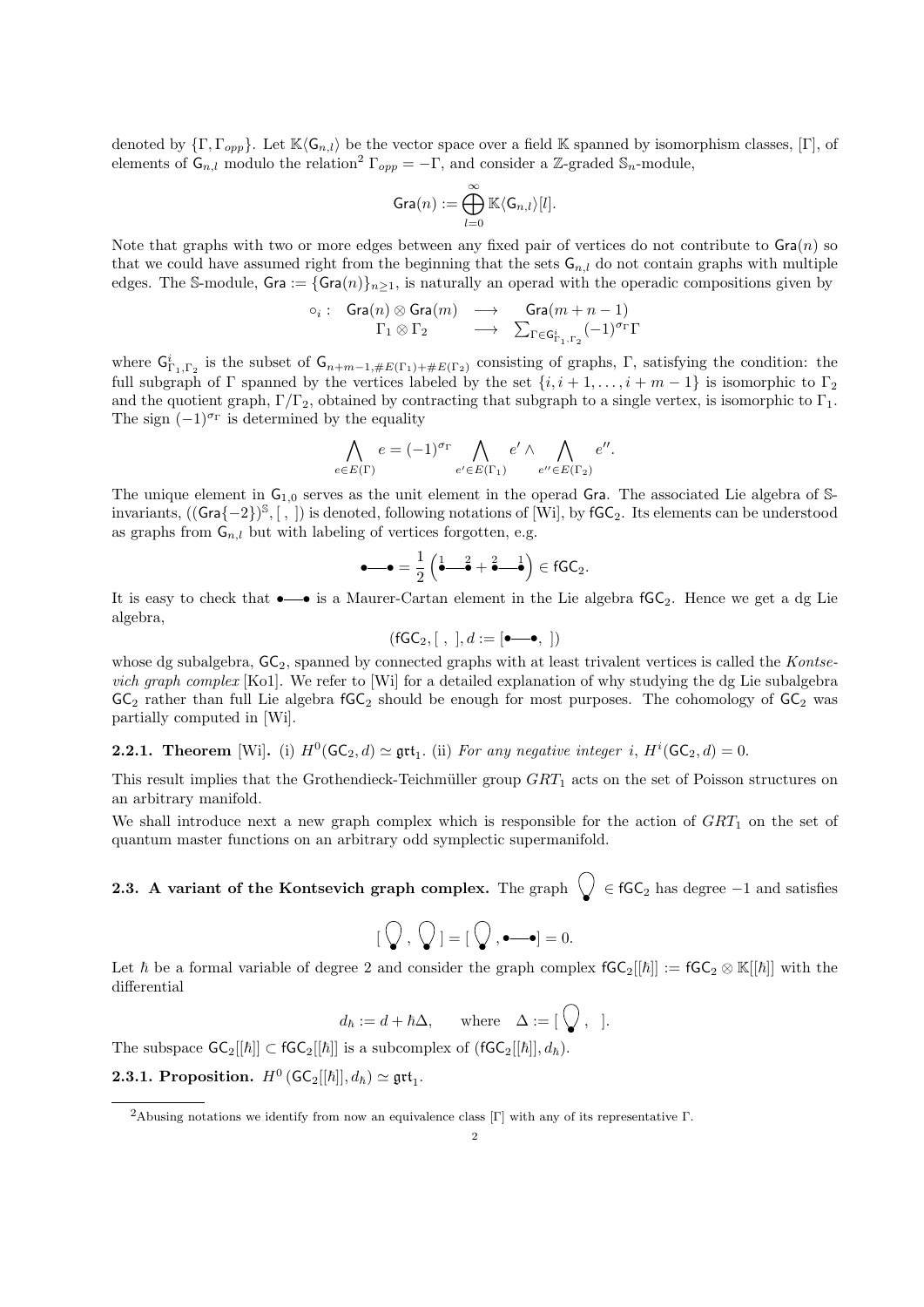denoted by $\{\Gamma, \Gamma_{opp}\}$. Let $\mathbb{K}\langle \mathsf{G}_{n,l}\rangle$ be the vector space over a field $\mathbb{K}$ spanned by isomorphism classes, $[\Gamma]$, of elements of $\mathsf{G}_{n,l}$ modulo the relation[2] $\Gamma_{opp} = -\Gamma$, and consider a $\mathbb{Z}$-graded $\mathbb{S}_n$-module,

$$\mathsf{Gra}(n) := \bigoplus_{l=0}^{\infty} \mathbb{K}\langle \mathsf{G}_{n,l}\rangle[l].$$

Note that graphs with two or more edges between any fixed pair of vertices do not contribute to $\mathsf{Gra}(n)$ so that we could have assumed right from the beginning that the sets $\mathsf{G}_{n,l}$ do not contain graphs with multiple edges. The $\mathbb{S}$-module, $\mathsf{Gra} := \{\mathsf{Gra}(n)\}_{n\geq 1}$, is naturally an operad with the operadic compositions given by

$$\begin{array}{rccc} \circ_i: & \mathsf{Gra}(n)\otimes \mathsf{Gra}(m) & \longrightarrow & \mathsf{Gra}(m+n-1) \\ & \Gamma_1 \otimes \Gamma_2 & \longrightarrow & \sum_{\Gamma \in \mathsf{G}^i_{\Gamma_1,\Gamma_2}} (-1)^{\sigma_\Gamma}\Gamma \end{array}$$

where $\mathsf{G}^i_{\Gamma_1,\Gamma_2}$ is the subset of $\mathsf{G}_{n+m-1,\#E(\Gamma_1)+\#E(\Gamma_2)}$ consisting of graphs, $\Gamma$, satisfying the condition: the full subgraph of $\Gamma$ spanned by the vertices labeled by the set $\{i, i+1, \ldots, i+m-1\}$ is isomorphic to $\Gamma_2$ and the quotient graph, $\Gamma/\Gamma_2$, obtained by contracting that subgraph to a single vertex, is isomorphic to $\Gamma_1$. The sign $(-1)^{\sigma_\Gamma}$ is determined by the equality

$$\bigwedge_{e\in E(\Gamma)} e = (-1)^{\sigma_\Gamma} \bigwedge_{e'\in E(\Gamma_1)} e' \wedge \bigwedge_{e''\in E(\Gamma_2)} e''.$$

The unique element in $\mathsf{G}_{1,0}$ serves as the unit element in the operad $\mathsf{Gra}$. The associated Lie algebra of $\mathbb{S}$-invariants, $((\mathsf{Gra}\{-2\})^{\mathbb{S}}, [\ ,\ ])$ is denoted, following notations of [Wi], by $\mathsf{fGC}_2$. Its elements can be understood as graphs from $\mathsf{G}_{n,l}$ but with labeling of vertices forgotten, e.g.

$$\bullet\!\!-\!\!\!-\!\!\bullet = \frac{1}{2}\left( \overset{1}{\bullet}\!\!-\!\!\!-\!\!\overset{2}{\bullet} + \overset{2}{\bullet}\!\!-\!\!\!-\!\!\overset{1}{\bullet} \right) \in \mathsf{fGC}_2.$$

It is easy to check that $\bullet\!\!-\!\!\!-\!\!\bullet$ is a Maurer-Cartan element in the Lie algebra $\mathsf{fGC}_2$. Hence we get a dg Lie algebra,

$$(\mathsf{fGC}_2, [\ ,\ ], d := [\bullet\!\!-\!\!\!-\!\!\bullet,\ ])$$

whose dg subalgebra, $\mathsf{GC}_2$, spanned by connected graphs with at least trivalent vertices is called the *Kontsevich graph complex* [Ko1]. We refer to [Wi] for a detailed explanation of why studying the dg Lie subalgebra $\mathsf{GC}_2$ rather than full Lie algebra $\mathsf{fGC}_2$ should be enough for most purposes. The cohomology of $\mathsf{GC}_2$ was partially computed in [Wi].

**2.2.1. Theorem** [Wi]**.** (i) $H^0(\mathsf{GC}_2, d) \simeq \mathfrak{grt}_1$. (ii) *For any negative integer $i$, $H^i(\mathsf{GC}_2, d) = 0$.*

This result implies that the Grothendieck-Teichmüller group $GRT_1$ acts on the set of Poisson structures on an arbitrary manifold.

We shall introduce next a new graph complex which is responsible for the action of $GRT_1$ on the set of quantum master functions on an arbitrary odd symplectic supermanifold.

**2.3. A variant of the Kontsevich graph complex.** The graph $\bigcirc\!\!\!\!\bullet$ $\in \mathsf{fGC}_2$ has degree $-1$ and satisfies

$$[\ \bigcirc\!\!\!\!\bullet\ ,\ \bigcirc\!\!\!\!\bullet\ ] = [\ \bigcirc\!\!\!\!\bullet\ , \bullet\!\!-\!\!\!-\!\!\bullet] = 0.$$

Let $\hbar$ be a formal variable of degree 2 and consider the graph complex $\mathsf{fGC}_2[[\hbar]] := \mathsf{fGC}_2 \otimes \mathbb{K}[[\hbar]]$ with the differential

$$d_\hbar := d + \hbar\Delta, \qquad \text{where} \quad \Delta := [\ \bigcirc\!\!\!\!\bullet\ ,\ \ ].$$

The subspace $\mathsf{GC}_2[[\hbar]] \subset \mathsf{fGC}_2[[\hbar]]$ is a subcomplex of $(\mathsf{fGC}_2[[\hbar]], d_\hbar)$.

**2.3.1. Proposition.** $H^0(\mathsf{GC}_2[[\hbar]], d_\hbar) \simeq \mathfrak{grt}_1$.

---

[2] Abusing notations we identify from now an equivalence class $[\Gamma]$ with any of its representative $\Gamma$.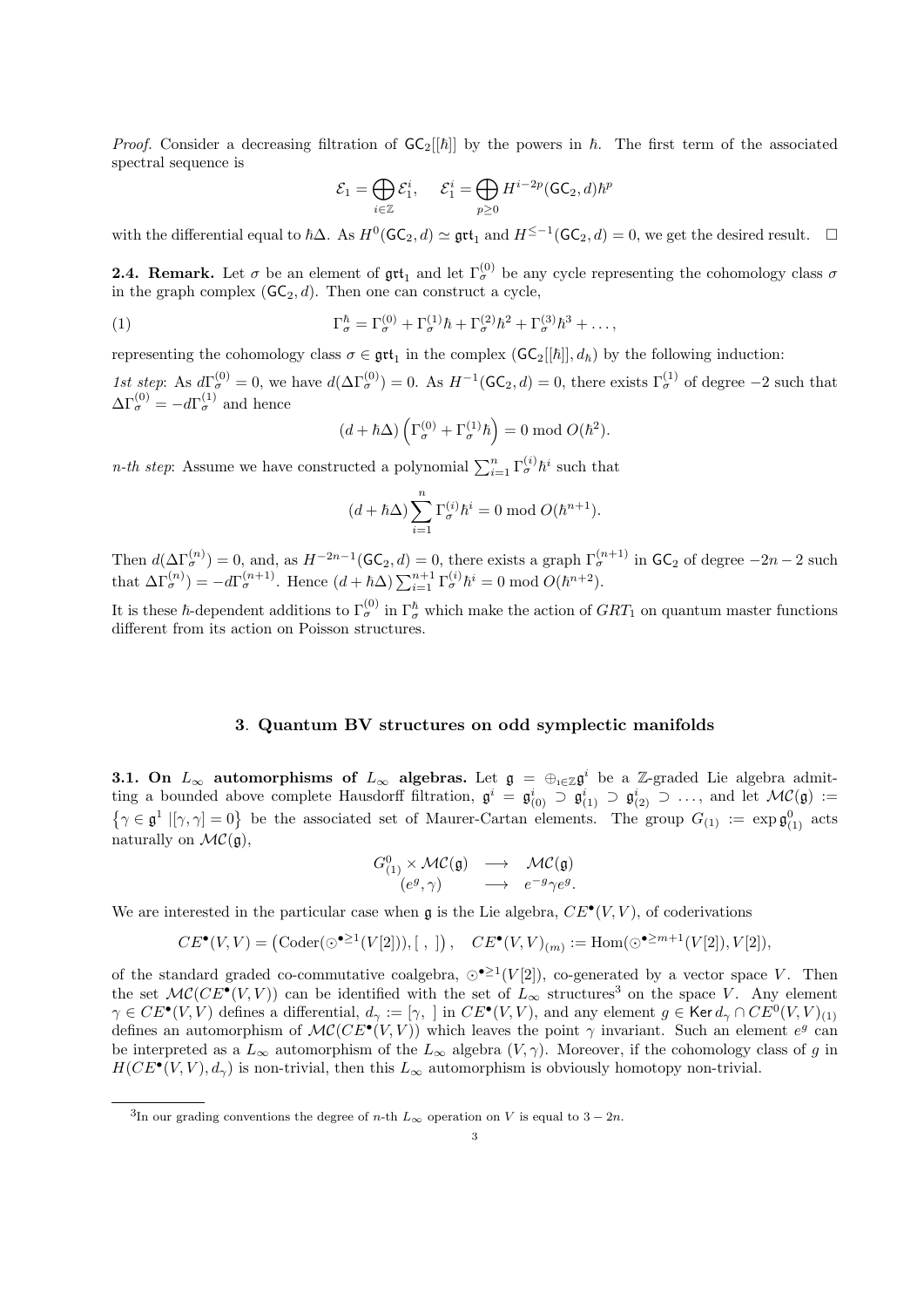*Proof.* Consider a decreasing filtration of $\mathsf{GC}_2[[\hbar]]$ by the powers in $\hbar$. The first term of the associated spectral sequence is

$$\mathcal{E}_1 = \bigoplus_{i\in\mathbb{Z}} \mathcal{E}_1^i, \quad \mathcal{E}_1^i = \bigoplus_{p\geq 0} H^{i-2p}(\mathsf{GC}_2, d)\hbar^p$$

with the differential equal to $\hbar\Delta$. As $H^0(\mathsf{GC}_2, d) \simeq \mathfrak{grt}_1$ and $H^{\leq -1}(\mathsf{GC}_2, d) = 0$, we get the desired result. $\square$

**2.4. Remark.** Let $\sigma$ be an element of $\mathfrak{grt}_1$ and let $\Gamma_\sigma^{(0)}$ be any cycle representing the cohomology class $\sigma$ in the graph complex $(\mathsf{GC}_2, d)$. Then one can construct a cycle,

$$\Gamma_\sigma^\hbar = \Gamma_\sigma^{(0)} + \Gamma_\sigma^{(1)}\hbar + \Gamma_\sigma^{(2)}\hbar^2 + \Gamma_\sigma^{(3)}\hbar^3 + \ldots, \tag{1}$$

representing the cohomology class $\sigma \in \mathfrak{grt}_1$ in the complex $(\mathsf{GC}_2[[\hbar]], d_\hbar)$ by the following induction:

*1st step*: As $d\Gamma_\sigma^{(0)} = 0$, we have $d(\Delta\Gamma_\sigma^{(0)}) = 0$. As $H^{-1}(\mathsf{GC}_2, d) = 0$, there exists $\Gamma_\sigma^{(1)}$ of degree $-2$ such that $\Delta\Gamma_\sigma^{(0)} = -d\Gamma_\sigma^{(1)}$ and hence

$$(d + \hbar\Delta)\left(\Gamma_\sigma^{(0)} + \Gamma_\sigma^{(1)}\hbar\right) = 0 \bmod O(\hbar^2).$$

*n-th step*: Assume we have constructed a polynomial $\sum_{i=1}^n \Gamma_\sigma^{(i)}\hbar^i$ such that

$$(d + \hbar\Delta)\sum_{i=1}^n \Gamma_\sigma^{(i)}\hbar^i = 0 \bmod O(\hbar^{n+1}).$$

Then $d(\Delta\Gamma_\sigma^{(n)}) = 0$, and, as $H^{-2n-1}(\mathsf{GC}_2, d) = 0$, there exists a graph $\Gamma_\sigma^{(n+1)}$ in $\mathsf{GC}_2$ of degree $-2n-2$ such that $\Delta\Gamma_\sigma^{(n)}) = -d\Gamma_\sigma^{(n+1)}$. Hence $(d + \hbar\Delta)\sum_{i=1}^{n+1} \Gamma_\sigma^{(i)}\hbar^i = 0 \bmod O(\hbar^{n+2})$.

It is these $\hbar$-dependent additions to $\Gamma_\sigma^{(0)}$ in $\Gamma_\sigma^\hbar$ which make the action of $GRT_1$ on quantum master functions different from its action on Poisson structures.

## 3. Quantum BV structures on odd symplectic manifolds

**3.1. On $L_\infty$ automorphisms of $L_\infty$ algebras.** Let $\mathfrak{g} = \oplus_{i\in\mathbb{Z}}\mathfrak{g}^i$ be a $\mathbb{Z}$-graded Lie algebra admitting a bounded above complete Hausdorff filtration, $\mathfrak{g}^i = \mathfrak{g}^i_{(0)} \supset \mathfrak{g}^i_{(1)} \supset \mathfrak{g}^i_{(2)} \supset \ldots$, and let $\mathcal{MC}(\mathfrak{g}) := \{\gamma \in \mathfrak{g}^1 \,|[\gamma,\gamma] = 0\}$ be the associated set of Maurer-Cartan elements. The group $G_{(1)} := \exp \mathfrak{g}^0_{(1)}$ acts naturally on $\mathcal{MC}(\mathfrak{g})$,

$$\begin{array}{rcl} G^0_{(1)} \times \mathcal{MC}(\mathfrak{g}) & \longrightarrow & \mathcal{MC}(\mathfrak{g}) \\ (e^g, \gamma) & \longrightarrow & e^{-g}\gamma e^g. \end{array}$$

We are interested in the particular case when $\mathfrak{g}$ is the Lie algebra, $CE^\bullet(V,V)$, of coderivations

$$CE^\bullet(V,V) = \left(\mathrm{Coder}(\odot^{\bullet\geq 1}(V[2])), [\ ,\ ]\right), \quad CE^\bullet(V,V)_{(m)} := \mathrm{Hom}(\odot^{\bullet\geq m+1}(V[2]), V[2]),$$

of the standard graded co-commutative coalgebra, $\odot^{\bullet\geq 1}(V[2])$, co-generated by a vector space $V$. Then the set $\mathcal{MC}(CE^\bullet(V,V))$ can be identified with the set of $L_\infty$ structures[3] on the space $V$. Any element $\gamma \in CE^\bullet(V,V)$ defines a differential, $d_\gamma := [\gamma,\ ]$ in $CE^\bullet(V,V)$, and any element $g \in \mathsf{Ker}\, d_\gamma \cap CE^0(V,V)_{(1)}$ defines an automorphism of $\mathcal{MC}(CE^\bullet(V,V))$ which leaves the point $\gamma$ invariant. Such an element $e^g$ can be interpreted as a $L_\infty$ automorphism of the $L_\infty$ algebra $(V,\gamma)$. Moreover, if the cohomology class of $g$ in $H(CE^\bullet(V,V), d_\gamma)$ is non-trivial, then this $L_\infty$ automorphism is obviously homotopy non-trivial.

---

[3] In our grading conventions the degree of $n$-th $L_\infty$ operation on $V$ is equal to $3-2n$.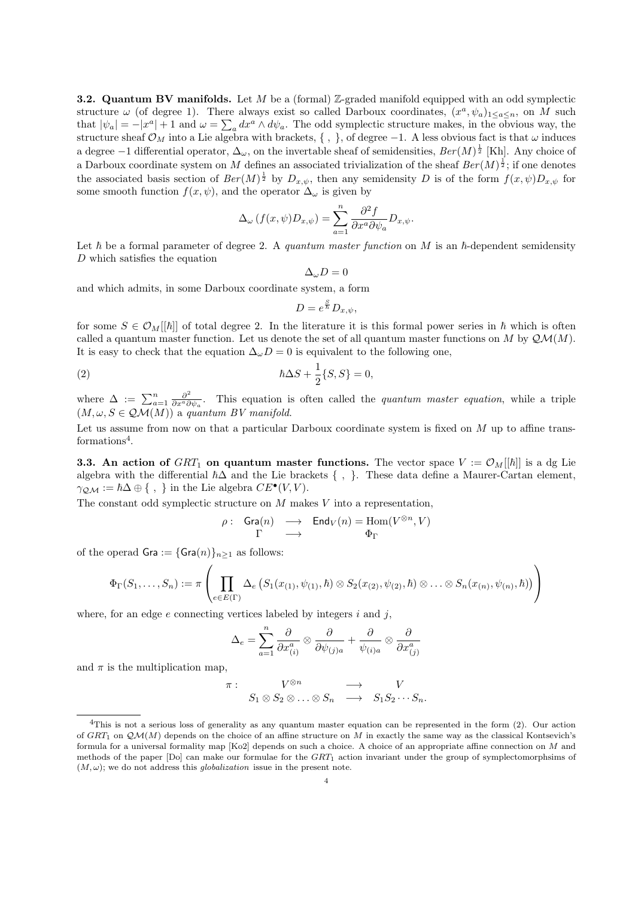**3.2. Quantum BV manifolds.** Let $M$ be a (formal) $\mathbb{Z}$-graded manifold equipped with an odd symplectic structure $\omega$ (of degree 1). There always exist so called Darboux coordinates, $(x^a, \psi_a)_{1\leq a\leq n}$, on $M$ such that $|\psi_a| = -|x^a| + 1$ and $\omega = \sum_a dx^a \wedge d\psi_a$. The odd symplectic structure makes, in the obvious way, the structure sheaf $\mathcal{O}_M$ into a Lie algebra with brackets, $\{\ ,\ \}$, of degree $-1$. A less obvious fact is that $\omega$ induces a degree $-1$ differential operator, $\Delta_\omega$, on the invertable sheaf of semidensities, $Ber(M)^{\frac{1}{2}}$ [Kh]. Any choice of a Darboux coordinate system on $M$ defines an associated trivialization of the sheaf $Ber(M)^{\frac{1}{2}}$; if one denotes the associated basis section of $Ber(M)^{\frac{1}{2}}$ by $D_{x,\psi}$, then any semidensity $D$ is of the form $f(x,\psi)D_{x,\psi}$ for some smooth function $f(x,\psi)$, and the operator $\Delta_\omega$ is given by

$$\Delta_\omega\left(f(x,\psi)D_{x,\psi}\right) = \sum_{a=1}^{n} \frac{\partial^2 f}{\partial x^a \partial \psi_a} D_{x,\psi}.$$

Let $\hbar$ be a formal parameter of degree 2. A *quantum master function* on $M$ is an $\hbar$-dependent semidensity $D$ which satisfies the equation

$$\Delta_\omega D = 0$$

and which admits, in some Darboux coordinate system, a form

$$D = e^{\frac{S}{\hbar}} D_{x,\psi},$$

for some $S \in \mathcal{O}_M[[\hbar]]$ of total degree 2. In the literature it is this formal power series in $\hbar$ which is often called a quantum master function. Let us denote the set of all quantum master functions on $M$ by $\mathcal{QM}(M)$. It is easy to check that the equation $\Delta_\omega D = 0$ is equivalent to the following one,

$$\hbar\Delta S + \frac{1}{2}\{S, S\} = 0, \tag{2}$$

where $\Delta := \sum_{a=1}^{n} \frac{\partial^2}{\partial x^a \partial \psi_a}$. This equation is often called the *quantum master equation*, while a triple $(M, \omega, S \in \mathcal{QM}(M))$ a *quantum BV manifold*.

Let us assume from now on that a particular Darboux coordinate system is fixed on $M$ up to affine transformations[4].

**3.3. An action of $GRT_1$ on quantum master functions.** The vector space $V := \mathcal{O}_M[[\hbar]]$ is a dg Lie algebra with the differential $\hbar\Delta$ and the Lie brackets $\{\ ,\ \}$. These data define a Maurer-Cartan element, $\gamma_{\mathcal{QM}} := \hbar\Delta \oplus \{\ ,\ \}$ in the Lie algebra $CE^\bullet(V,V)$.

The constant odd symplectic structure on $M$ makes $V$ into a representation,

$$\begin{array}{rccc} \rho: & \mathsf{Gra}(n) & \longrightarrow & \mathsf{End}_V(n) = \mathrm{Hom}(V^{\otimes n}, V) \\ & \Gamma & \longrightarrow & \Phi_\Gamma \end{array}$$

of the operad $\mathsf{Gra} := \{\mathsf{Gra}(n)\}_{n\geq 1}$ as follows:

$$\Phi_\Gamma(S_1,\ldots,S_n) := \pi\left(\prod_{e\in E(\Gamma)} \Delta_e\left(S_1(x_{(1)},\psi_{(1)},\hbar)\otimes S_2(x_{(2)},\psi_{(2)},\hbar)\otimes\ldots\otimes S_n(x_{(n)},\psi_{(n)},\hbar)\right)\right)$$

where, for an edge $e$ connecting vertices labeled by integers $i$ and $j$,

$$\Delta_e = \sum_{a=1}^{n} \frac{\partial}{\partial x^a_{(i)}} \otimes \frac{\partial}{\partial \psi_{(j)a}} + \frac{\partial}{\psi_{(i)a}} \otimes \frac{\partial}{\partial x^a_{(j)}}$$

and $\pi$ is the multiplication map,

$$\begin{array}{rccc} \pi: & V^{\otimes n} & \longrightarrow & V \\ & S_1\otimes S_2\otimes\ldots\otimes S_n & \longrightarrow & S_1 S_2\cdots S_n. \end{array}$$

---

[4] This is not a serious loss of generality as any quantum master equation can be represented in the form (2). Our action of $GRT_1$ on $\mathcal{QM}(M)$ depends on the choice of an affine structure on $M$ in exactly the same way as the classical Kontsevich's formula for a universal formality map [Ko2] depends on such a choice. A choice of an appropriate affine connection on $M$ and methods of the paper [Do] can make our formulae for the $GRT_1$ action invariant under the group of symplectomorphsims of $(M,\omega)$; we do not address this *globalization* issue in the present note.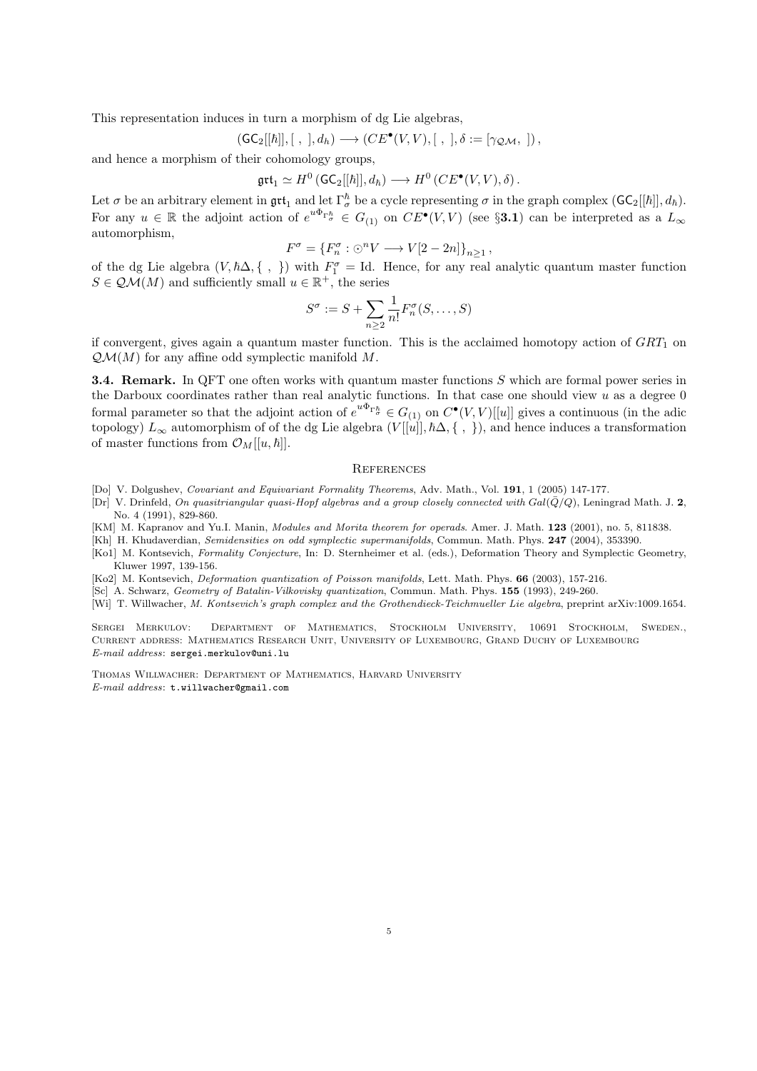This representation induces in turn a morphism of dg Lie algebras,

$$(\mathsf{GC}_2[[\hbar]], [\ ,\ ], d_\hbar) \longrightarrow (CE^\bullet(V,V), [\ ,\ ], \delta := [\gamma_{\mathcal{QM}},\ ]),$$

and hence a morphism of their cohomology groups,

$$\mathfrak{grt}_1 \simeq H^0(\mathsf{GC}_2[[\hbar]], d_\hbar) \longrightarrow H^0(CE^\bullet(V,V), \delta).$$

Let $\sigma$ be an arbitrary element in $\mathfrak{grt}_1$ and let $\Gamma^\hbar_\sigma$ be a cycle representing $\sigma$ in the graph complex $(\mathsf{GC}_2[[\hbar]], d_\hbar)$. For any $u \in \mathbb{R}$ the adjoint action of $e^{u\Phi_{\Gamma^\hbar_\sigma}} \in G_{(1)}$ on $CE^\bullet(V,V)$ (see §**3.1**) can be interpreted as a $L_\infty$ automorphism,

$$F^\sigma = \{F^\sigma_n : \odot^n V \longrightarrow V[2-2n]\}_{n\geq 1},$$

of the dg Lie algebra $(V, \hbar\Delta, \{\ ,\ \})$ with $F^\sigma_1 = \mathrm{Id}$. Hence, for any real analytic quantum master function $S \in \mathcal{QM}(M)$ and sufficiently small $u \in \mathbb{R}^+$, the series

$$S^\sigma := S + \sum_{n\geq 2} \frac{1}{n!} F^\sigma_n(S, \ldots, S)$$

if convergent, gives again a quantum master function. This is the acclaimed homotopy action of $GRT_1$ on $\mathcal{QM}(M)$ for any affine odd symplectic manifold $M$.

**3.4. Remark.** In QFT one often works with quantum master functions $S$ which are formal power series in the Darboux coordinates rather than real analytic functions. In that case one should view $u$ as a degree 0 formal parameter so that the adjoint action of $e^{u\Phi_{\Gamma^\hbar_\sigma}} \in G_{(1)}$ on $C^\bullet(V,V)[[u]]$ gives a continuous (in the adic topology) $L_\infty$ automorphism of of the dg Lie algebra $(V[[u]], \hbar\Delta, \{\ ,\ \})$, and hence induces a transformation of master functions from $\mathcal{O}_M[[u,\hbar]]$.

## References

[Do] V. Dolgushev, *Covariant and Equivariant Formality Theorems*, Adv. Math., Vol. **191**, 1 (2005) 147-177.

[Dr] V. Drinfeld, *On quasitriangular quasi-Hopf algebras and a group closely connected with $Gal(\bar{Q}/Q)$*, Leningrad Math. J. **2**, No. 4 (1991), 829-860.

[KM] M. Kapranov and Yu.I. Manin, *Modules and Morita theorem for operads*. Amer. J. Math. **123** (2001), no. 5, 811838.

[Kh] H. Khudaverdian, *Semidensities on odd symplectic supermanifolds*, Commun. Math. Phys. **247** (2004), 353390.

[Ko1] M. Kontsevich, *Formality Conjecture*, In: D. Sternheimer et al. (eds.), Deformation Theory and Symplectic Geometry, Kluwer 1997, 139-156.

[Ko2] M. Kontsevich, *Deformation quantization of Poisson manifolds*, Lett. Math. Phys. **66** (2003), 157-216.

[Sc] A. Schwarz, *Geometry of Batalin-Vilkovisky quantization*, Commun. Math. Phys. **155** (1993), 249-260.

[Wi] T. Willwacher, *M. Kontsevich's graph complex and the Grothendieck-Teichmueller Lie algebra*, preprint arXiv:1009.1654.

Sergei Merkulov: Department of Mathematics, Stockholm University, 10691 Stockholm, Sweden., Current address: Mathematics Research Unit, University of Luxembourg, Grand Duchy of Luxembourg
*E-mail address*: sergei.merkulov@uni.lu

Thomas Willwacher: Department of Mathematics, Harvard University
*E-mail address*: t.willwacher@gmail.com